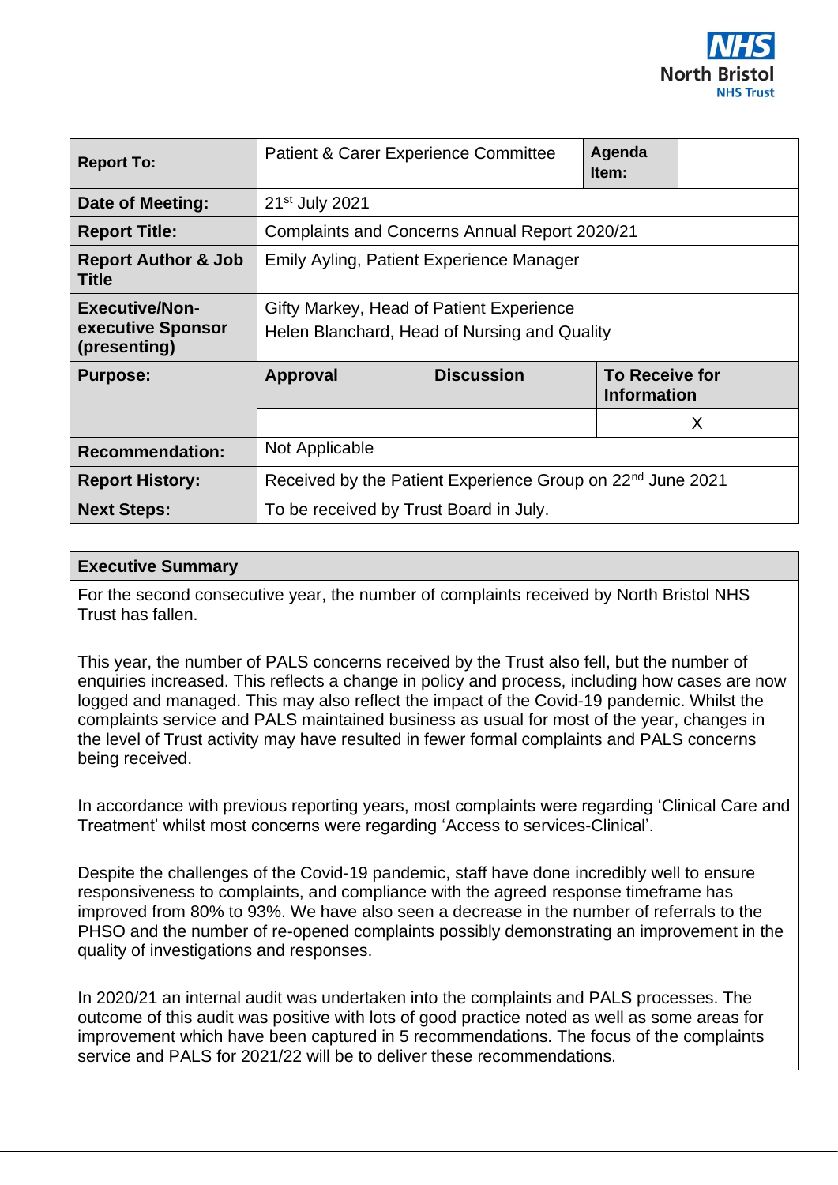NHS
North Bristol
NHS Trust

| | | | |
|---|---|---|---|
| **Report To:** | Patient & Carer Experience Committee | **Agenda Item:** | |
| **Date of Meeting:** | 21st July 2021 | | |
| **Report Title:** | Complaints and Concerns Annual Report 2020/21 | | |
| **Report Author & Job Title** | Emily Ayling, Patient Experience Manager | | |
| **Executive/Non-executive Sponsor (presenting)** | Gifty Markey, Head of Patient Experience<br>Helen Blanchard, Head of Nursing and Quality | | |
| **Purpose:** | **Approval** | **Discussion** | **To Receive for Information** |
| | | | X |
| **Recommendation:** | Not Applicable | | |
| **Report History:** | Received by the Patient Experience Group on 22nd June 2021 | | |
| **Next Steps:** | To be received by Trust Board in July. | | |

## Executive Summary

For the second consecutive year, the number of complaints received by North Bristol NHS Trust has fallen.

This year, the number of PALS concerns received by the Trust also fell, but the number of enquiries increased. This reflects a change in policy and process, including how cases are now logged and managed. This may also reflect the impact of the Covid-19 pandemic. Whilst the complaints service and PALS maintained business as usual for most of the year, changes in the level of Trust activity may have resulted in fewer formal complaints and PALS concerns being received.

In accordance with previous reporting years, most complaints were regarding 'Clinical Care and Treatment' whilst most concerns were regarding 'Access to services-Clinical'.

Despite the challenges of the Covid-19 pandemic, staff have done incredibly well to ensure responsiveness to complaints, and compliance with the agreed response timeframe has improved from 80% to 93%. We have also seen a decrease in the number of referrals to the PHSO and the number of re-opened complaints possibly demonstrating an improvement in the quality of investigations and responses.

In 2020/21 an internal audit was undertaken into the complaints and PALS processes. The outcome of this audit was positive with lots of good practice noted as well as some areas for improvement which have been captured in 5 recommendations. The focus of the complaints service and PALS for 2021/22 will be to deliver these recommendations.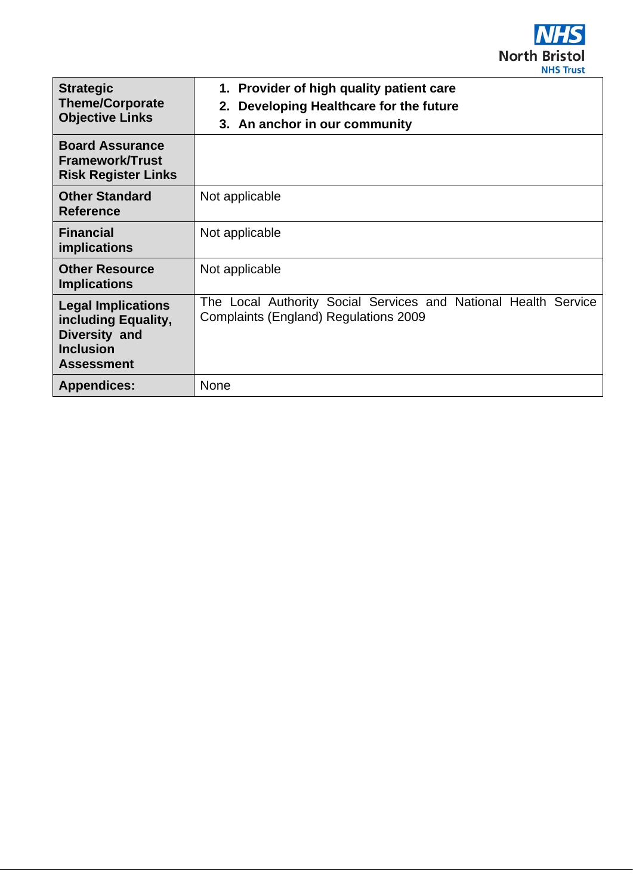| | |
|---|---|
| **Strategic Theme/Corporate Objective Links** | **1. Provider of high quality patient care**<br>**2. Developing Healthcare for the future**<br>**3. An anchor in our community** |
| **Board Assurance Framework/Trust Risk Register Links** | |
| **Other Standard Reference** | Not applicable |
| **Financial implications** | Not applicable |
| **Other Resource Implications** | Not applicable |
| **Legal Implications including Equality, Diversity and Inclusion Assessment** | The Local Authority Social Services and National Health Service Complaints (England) Regulations 2009 |
| **Appendices:** | None |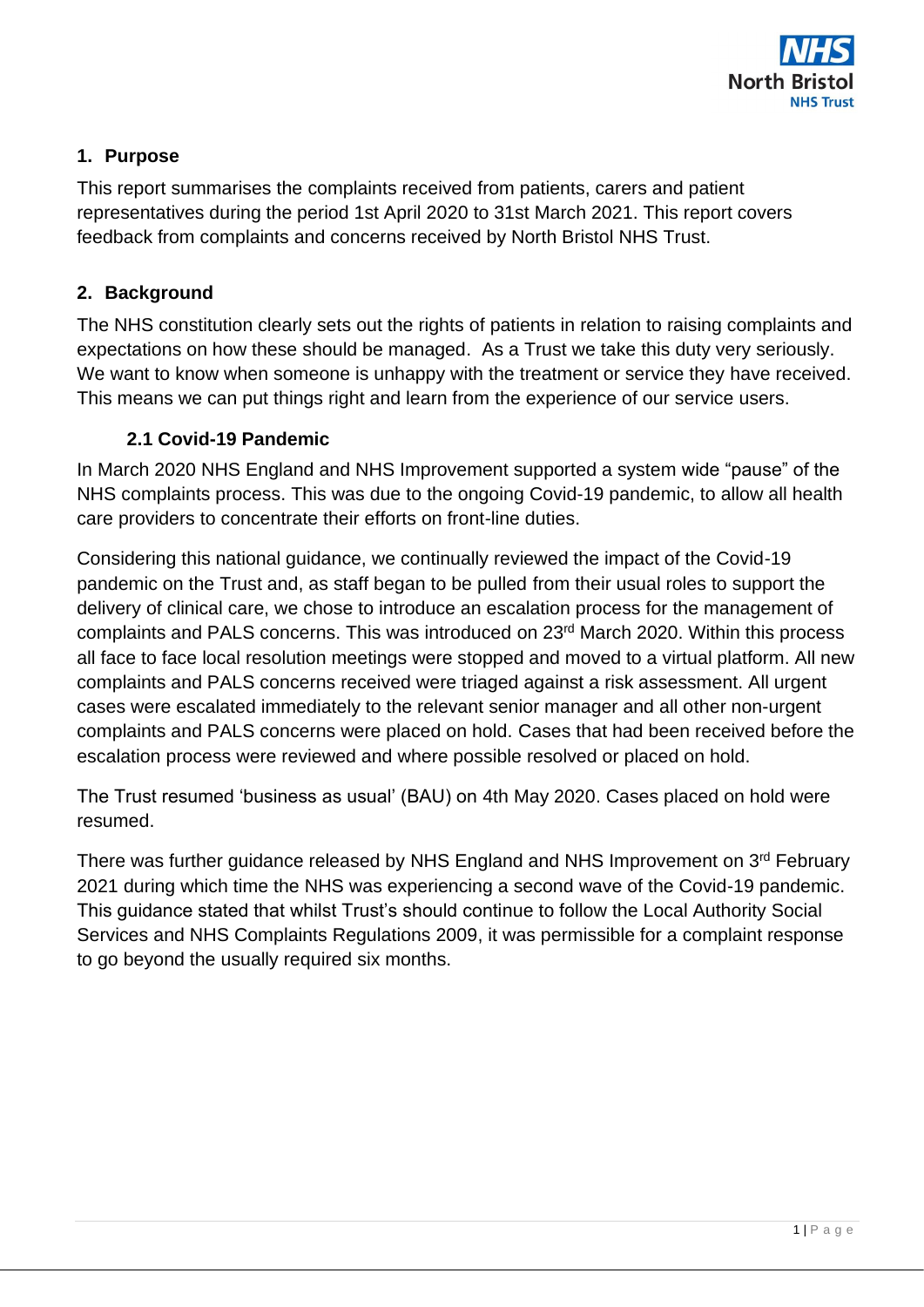## 1. Purpose

This report summarises the complaints received from patients, carers and patient representatives during the period 1st April 2020 to 31st March 2021. This report covers feedback from complaints and concerns received by North Bristol NHS Trust.

## 2. Background

The NHS constitution clearly sets out the rights of patients in relation to raising complaints and expectations on how these should be managed. As a Trust we take this duty very seriously. We want to know when someone is unhappy with the treatment or service they have received. This means we can put things right and learn from the experience of our service users.

### 2.1 Covid-19 Pandemic

In March 2020 NHS England and NHS Improvement supported a system wide "pause" of the NHS complaints process. This was due to the ongoing Covid-19 pandemic, to allow all health care providers to concentrate their efforts on front-line duties.

Considering this national guidance, we continually reviewed the impact of the Covid-19 pandemic on the Trust and, as staff began to be pulled from their usual roles to support the delivery of clinical care, we chose to introduce an escalation process for the management of complaints and PALS concerns. This was introduced on 23rd March 2020. Within this process all face to face local resolution meetings were stopped and moved to a virtual platform. All new complaints and PALS concerns received were triaged against a risk assessment. All urgent cases were escalated immediately to the relevant senior manager and all other non-urgent complaints and PALS concerns were placed on hold. Cases that had been received before the escalation process were reviewed and where possible resolved or placed on hold.

The Trust resumed 'business as usual' (BAU) on 4th May 2020. Cases placed on hold were resumed.

There was further guidance released by NHS England and NHS Improvement on 3rd February 2021 during which time the NHS was experiencing a second wave of the Covid-19 pandemic. This guidance stated that whilst Trust's should continue to follow the Local Authority Social Services and NHS Complaints Regulations 2009, it was permissible for a complaint response to go beyond the usually required six months.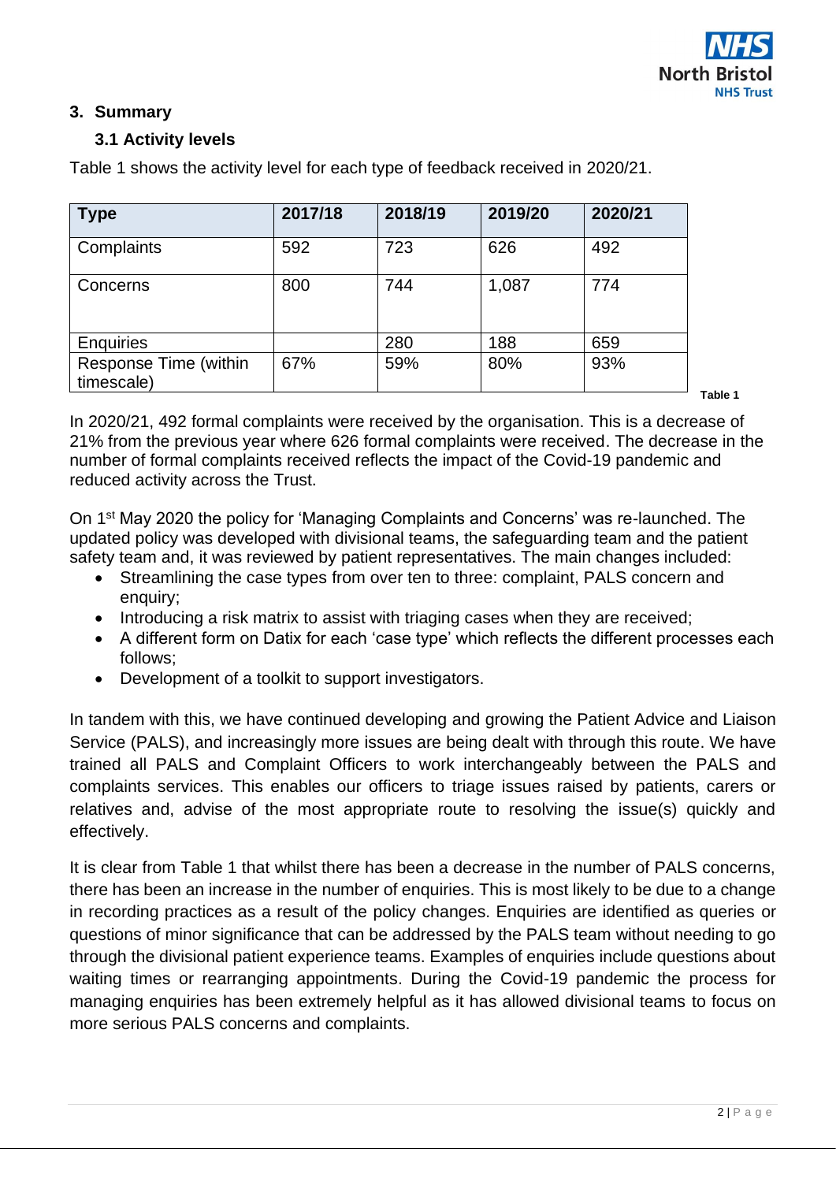## 3. Summary

### 3.1 Activity levels

Table 1 shows the activity level for each type of feedback received in 2020/21.

| Type | 2017/18 | 2018/19 | 2019/20 | 2020/21 |
|---|---|---|---|---|
| Complaints | 592 | 723 | 626 | 492 |
| Concerns | 800 | 744 | 1,087 | 774 |
| Enquiries | | 280 | 188 | 659 |
| Response Time (within timescale) | 67% | 59% | 80% | 93% |

**Table 1**

In 2020/21, 492 formal complaints were received by the organisation. This is a decrease of 21% from the previous year where 626 formal complaints were received. The decrease in the number of formal complaints received reflects the impact of the Covid-19 pandemic and reduced activity across the Trust.

On 1st May 2020 the policy for 'Managing Complaints and Concerns' was re-launched. The updated policy was developed with divisional teams, the safeguarding team and the patient safety team and, it was reviewed by patient representatives. The main changes included:

- Streamlining the case types from over ten to three: complaint, PALS concern and enquiry;
- Introducing a risk matrix to assist with triaging cases when they are received;
- A different form on Datix for each 'case type' which reflects the different processes each follows;
- Development of a toolkit to support investigators.

In tandem with this, we have continued developing and growing the Patient Advice and Liaison Service (PALS), and increasingly more issues are being dealt with through this route. We have trained all PALS and Complaint Officers to work interchangeably between the PALS and complaints services. This enables our officers to triage issues raised by patients, carers or relatives and, advise of the most appropriate route to resolving the issue(s) quickly and effectively.

It is clear from Table 1 that whilst there has been a decrease in the number of PALS concerns, there has been an increase in the number of enquiries. This is most likely to be due to a change in recording practices as a result of the policy changes. Enquiries are identified as queries or questions of minor significance that can be addressed by the PALS team without needing to go through the divisional patient experience teams. Examples of enquiries include questions about waiting times or rearranging appointments. During the Covid-19 pandemic the process for managing enquiries has been extremely helpful as it has allowed divisional teams to focus on more serious PALS concerns and complaints.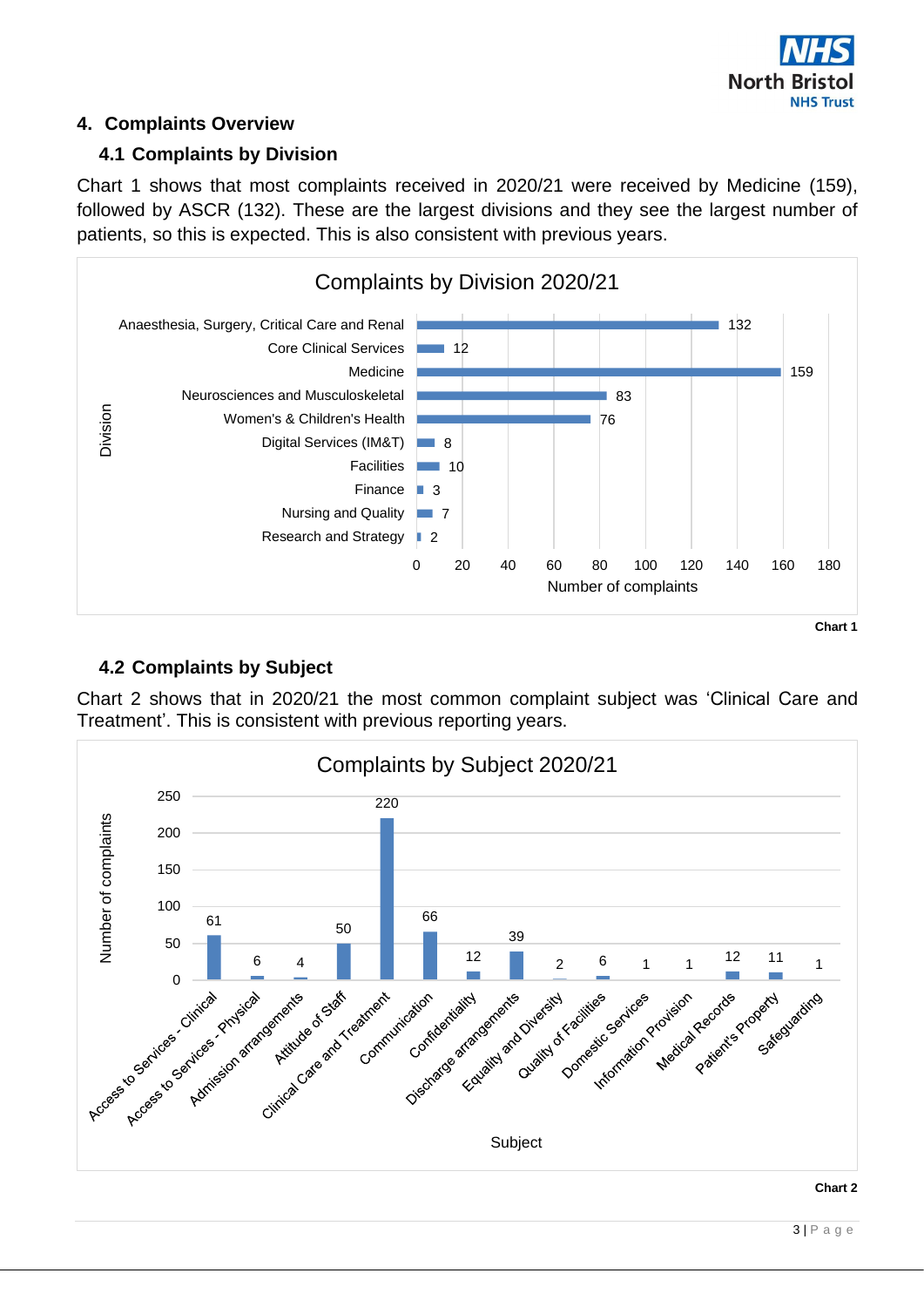## 4. Complaints Overview

### 4.1 Complaints by Division

Chart 1 shows that most complaints received in 2020/21 were received by Medicine (159), followed by ASCR (132). These are the largest divisions and they see the largest number of patients, so this is expected. This is also consistent with previous years.

Complaints by Division 2020/21

Division

Anaesthesia, Surgery, Critical Care and Renal 132
Core Clinical Services 12
Medicine 159
Neurosciences and Musculoskeletal 83
Women's & Children's Health 76
Digital Services (IM&T) 8
Facilities 10
Finance 3
Nursing and Quality 7
Research and Strategy 2

0 20 40 60 80 100 120 140 160 180

Number of complaints

**Chart 1**

### 4.2 Complaints by Subject

Chart 2 shows that in 2020/21 the most common complaint subject was 'Clinical Care and Treatment'. This is consistent with previous reporting years.

Complaints by Subject 2020/21

Number of complaints

250
200
150
100
50
0

Access to Services - Clinical 61
Access to Services - Physical 6
Admission arrangements 4
Attitude of Staff 50
Clinical Care and Treatment 220
Communication 66
Confidentiality 12
Discharge arrangements 39
Equality and Diversity 2
Quality of Facilities 6
Domestic Services 1
Information Provision 1
Medical Records 12
Patient's Property 11
Safeguarding 1

Subject

**Chart 2**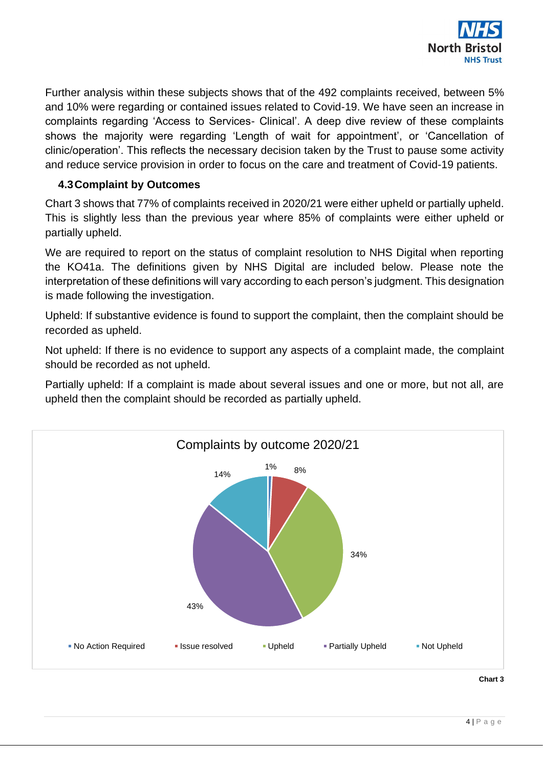Further analysis within these subjects shows that of the 492 complaints received, between 5% and 10% were regarding or contained issues related to Covid-19. We have seen an increase in complaints regarding 'Access to Services- Clinical'. A deep dive review of these complaints shows the majority were regarding 'Length of wait for appointment', or 'Cancellation of clinic/operation'. This reflects the necessary decision taken by the Trust to pause some activity and reduce service provision in order to focus on the care and treatment of Covid-19 patients.

### 4.3 Complaint by Outcomes

Chart 3 shows that 77% of complaints received in 2020/21 were either upheld or partially upheld. This is slightly less than the previous year where 85% of complaints were either upheld or partially upheld.

We are required to report on the status of complaint resolution to NHS Digital when reporting the KO41a. The definitions given by NHS Digital are included below. Please note the interpretation of these definitions will vary according to each person's judgment. This designation is made following the investigation.

Upheld: If substantive evidence is found to support the complaint, then the complaint should be recorded as upheld.

Not upheld: If there is no evidence to support any aspects of a complaint made, the complaint should be recorded as not upheld.

Partially upheld: If a complaint is made about several issues and one or more, but not all, are upheld then the complaint should be recorded as partially upheld.

Complaints by outcome 2020/21

1%
8%
34%
43%
14%

No Action Required
Issue resolved
Upheld
Partially Upheld
Not Upheld

**Chart 3**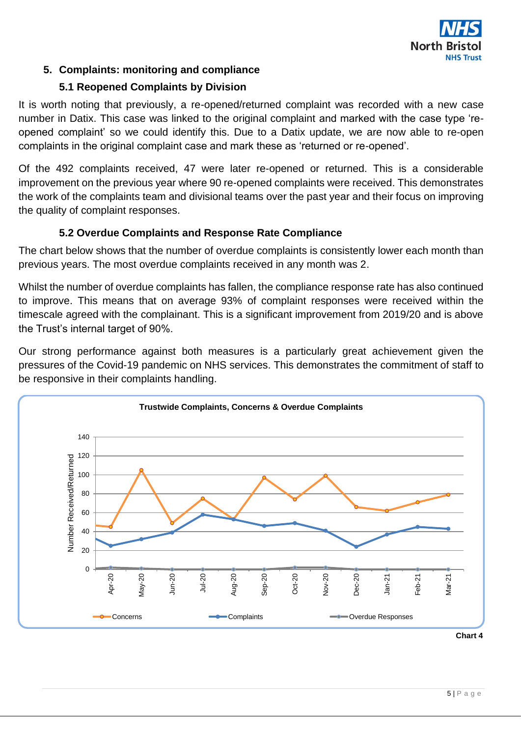## 5. Complaints: monitoring and compliance

### 5.1 Reopened Complaints by Division

It is worth noting that previously, a re-opened/returned complaint was recorded with a new case number in Datix. This case was linked to the original complaint and marked with the case type 're-opened complaint' so we could identify this. Due to a Datix update, we are now able to re-open complaints in the original complaint case and mark these as 'returned or re-opened'.

Of the 492 complaints received, 47 were later re-opened or returned. This is a considerable improvement on the previous year where 90 re-opened complaints were received. This demonstrates the work of the complaints team and divisional teams over the past year and their focus on improving the quality of complaint responses.

### 5.2 Overdue Complaints and Response Rate Compliance

The chart below shows that the number of overdue complaints is consistently lower each month than previous years. The most overdue complaints received in any month was 2.

Whilst the number of overdue complaints has fallen, the compliance response rate has also continued to improve. This means that on average 93% of complaint responses were received within the timescale agreed with the complainant. This is a significant improvement from 2019/20 and is above the Trust's internal target of 90%.

Our strong performance against both measures is a particularly great achievement given the pressures of the Covid-19 pandemic on NHS services. This demonstrates the commitment of staff to be responsive in their complaints handling.

Trustwide Complaints, Concerns & Overdue Complaints

Number Received/Returned

0
20
40
60
80
100
120
140

Apr-20 May-20 Jun-20 Jul-20 Aug-20 Sep-20 Oct-20 Nov-20 Dec-20 Jan-21 Feb-21 Mar-21

Concerns
Complaints
Overdue Responses

Chart 4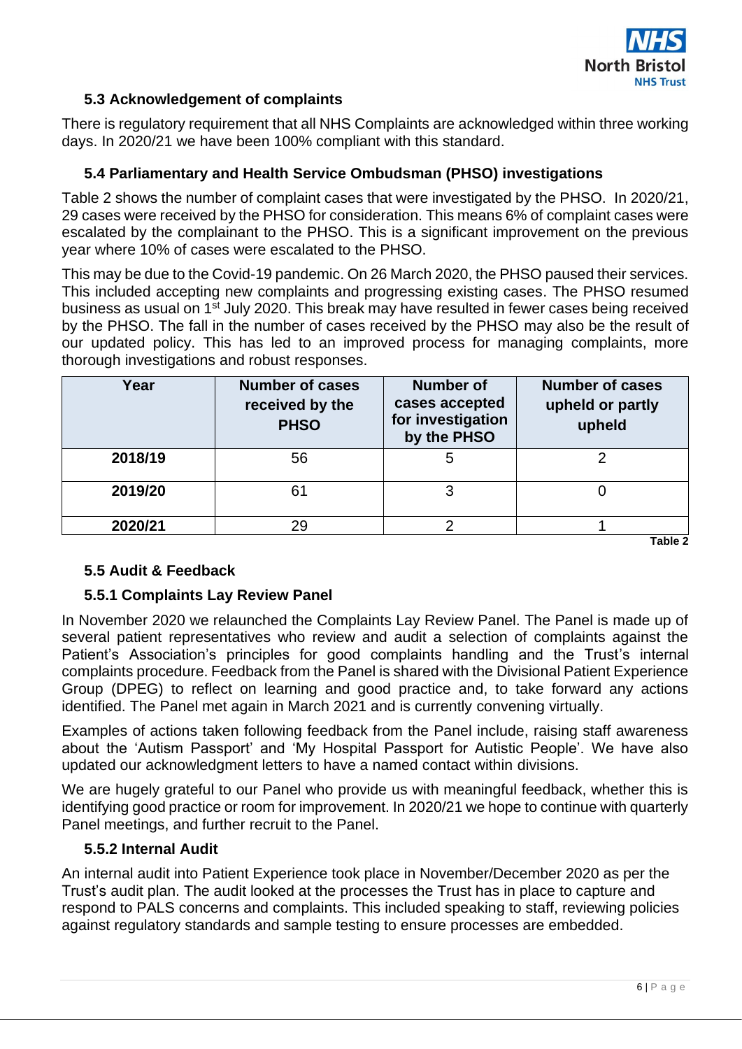### 5.3 Acknowledgement of complaints

There is regulatory requirement that all NHS Complaints are acknowledged within three working days. In 2020/21 we have been 100% compliant with this standard.

### 5.4 Parliamentary and Health Service Ombudsman (PHSO) investigations

Table 2 shows the number of complaint cases that were investigated by the PHSO. In 2020/21, 29 cases were received by the PHSO for consideration. This means 6% of complaint cases were escalated by the complainant to the PHSO. This is a significant improvement on the previous year where 10% of cases were escalated to the PHSO.

This may be due to the Covid-19 pandemic. On 26 March 2020, the PHSO paused their services. This included accepting new complaints and progressing existing cases. The PHSO resumed business as usual on 1st July 2020. This break may have resulted in fewer cases being received by the PHSO. The fall in the number of cases received by the PHSO may also be the result of our updated policy. This has led to an improved process for managing complaints, more thorough investigations and robust responses.

| Year | Number of cases received by the PHSO | Number of cases accepted for investigation by the PHSO | Number of cases upheld or partly upheld |
|---|---|---|---|
| **2018/19** | 56 | 5 | 2 |
| **2019/20** | 61 | 3 | 0 |
| **2020/21** | 29 | 2 | 1 |

**Table 2**

### 5.5 Audit & Feedback

### 5.5.1 Complaints Lay Review Panel

In November 2020 we relaunched the Complaints Lay Review Panel. The Panel is made up of several patient representatives who review and audit a selection of complaints against the Patient's Association's principles for good complaints handling and the Trust's internal complaints procedure. Feedback from the Panel is shared with the Divisional Patient Experience Group (DPEG) to reflect on learning and good practice and, to take forward any actions identified. The Panel met again in March 2021 and is currently convening virtually.

Examples of actions taken following feedback from the Panel include, raising staff awareness about the 'Autism Passport' and 'My Hospital Passport for Autistic People'. We have also updated our acknowledgment letters to have a named contact within divisions.

We are hugely grateful to our Panel who provide us with meaningful feedback, whether this is identifying good practice or room for improvement. In 2020/21 we hope to continue with quarterly Panel meetings, and further recruit to the Panel.

### 5.5.2 Internal Audit

An internal audit into Patient Experience took place in November/December 2020 as per the Trust's audit plan. The audit looked at the processes the Trust has in place to capture and respond to PALS concerns and complaints. This included speaking to staff, reviewing policies against regulatory standards and sample testing to ensure processes are embedded.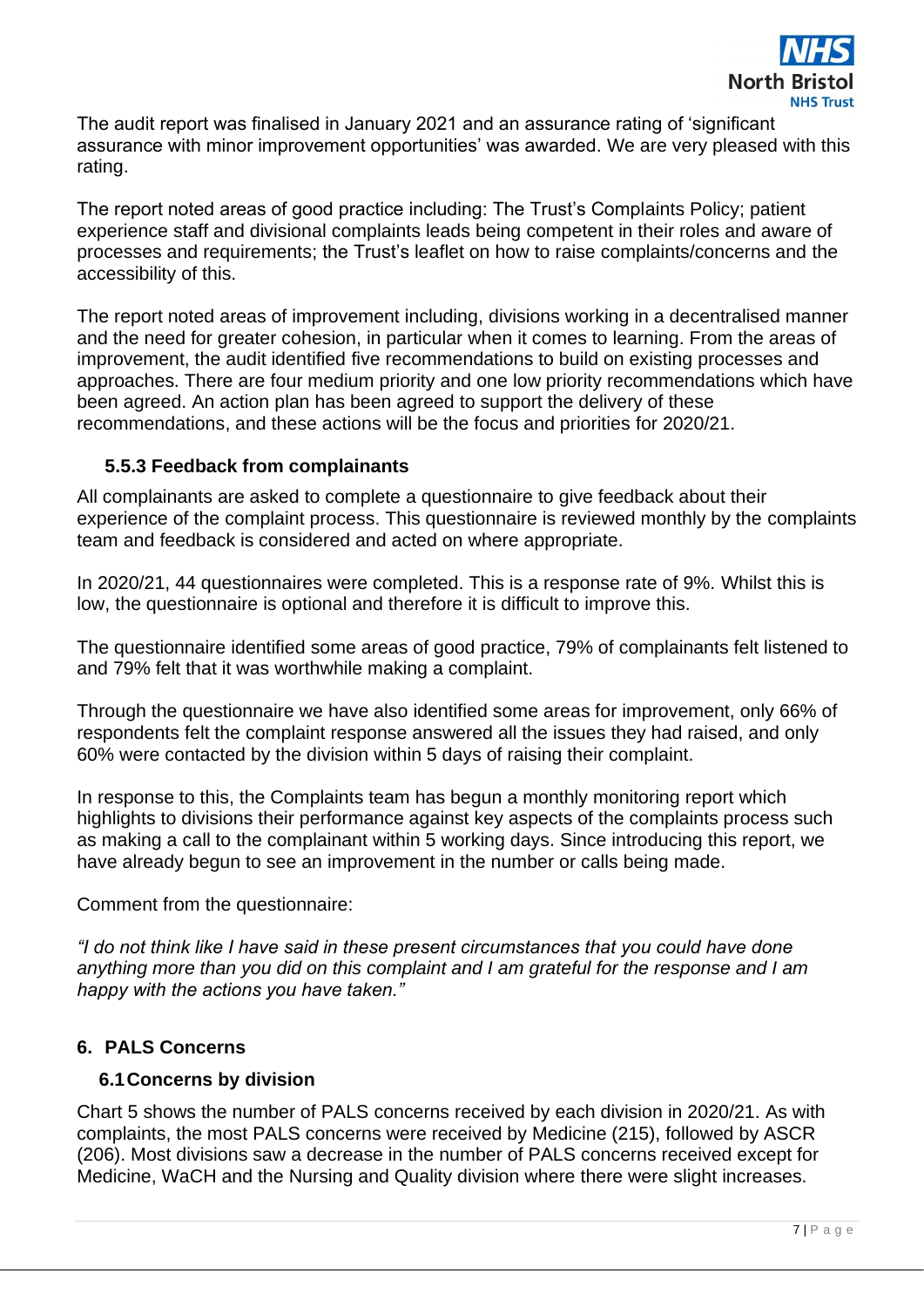The audit report was finalised in January 2021 and an assurance rating of 'significant assurance with minor improvement opportunities' was awarded. We are very pleased with this rating.

The report noted areas of good practice including: The Trust's Complaints Policy; patient experience staff and divisional complaints leads being competent in their roles and aware of processes and requirements; the Trust's leaflet on how to raise complaints/concerns and the accessibility of this.

The report noted areas of improvement including, divisions working in a decentralised manner and the need for greater cohesion, in particular when it comes to learning. From the areas of improvement, the audit identified five recommendations to build on existing processes and approaches. There are four medium priority and one low priority recommendations which have been agreed. An action plan has been agreed to support the delivery of these recommendations, and these actions will be the focus and priorities for 2020/21.

#### 5.5.3 Feedback from complainants

All complainants are asked to complete a questionnaire to give feedback about their experience of the complaint process. This questionnaire is reviewed monthly by the complaints team and feedback is considered and acted on where appropriate.

In 2020/21, 44 questionnaires were completed. This is a response rate of 9%. Whilst this is low, the questionnaire is optional and therefore it is difficult to improve this.

The questionnaire identified some areas of good practice, 79% of complainants felt listened to and 79% felt that it was worthwhile making a complaint.

Through the questionnaire we have also identified some areas for improvement, only 66% of respondents felt the complaint response answered all the issues they had raised, and only 60% were contacted by the division within 5 days of raising their complaint.

In response to this, the Complaints team has begun a monthly monitoring report which highlights to divisions their performance against key aspects of the complaints process such as making a call to the complainant within 5 working days. Since introducing this report, we have already begun to see an improvement in the number or calls being made.

Comment from the questionnaire:

*"I do not think like I have said in these present circumstances that you could have done anything more than you did on this complaint and I am grateful for the response and I am happy with the actions you have taken."*

## 6. PALS Concerns

### 6.1 Concerns by division

Chart 5 shows the number of PALS concerns received by each division in 2020/21. As with complaints, the most PALS concerns were received by Medicine (215), followed by ASCR (206). Most divisions saw a decrease in the number of PALS concerns received except for Medicine, WaCH and the Nursing and Quality division where there were slight increases.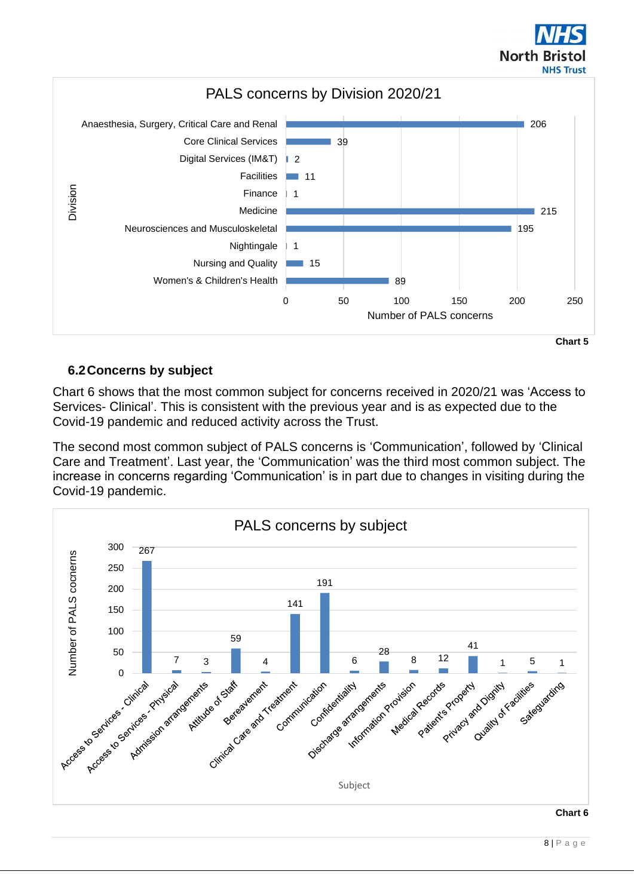PALS concerns by Division 2020/21

Division

Anaesthesia, Surgery, Critical Care and Renal 206
Core Clinical Services 39
Digital Services (IM&T) 2
Facilities 11
Finance 1
Medicine 215
Neurosciences and Musculoskeletal 195
Nightingale 1
Nursing and Quality 15
Women's & Children's Health 89

0 50 100 150 200 250

Number of PALS concerns

**Chart 5**

## 6.2 Concerns by subject

Chart 6 shows that the most common subject for concerns received in 2020/21 was ‘Access to Services- Clinical’. This is consistent with the previous year and is as expected due to the Covid-19 pandemic and reduced activity across the Trust.

The second most common subject of PALS concerns is ‘Communication’, followed by ‘Clinical Care and Treatment’. Last year, the ‘Communication’ was the third most common subject. The increase in concerns regarding ‘Communication’ is in part due to changes in visiting during the Covid-19 pandemic.

PALS concerns by subject

Number of PALS cocnerns

0 50 100 150 200 250 300

Access to Services - Clinical 267
Access to Services - Physical 7
Admission arrangements 3
Attitude of Staff 59
Bereavement 4
Clinical Care and Treatment 141
Communication 191
Confidentiality 6
Discharge arrangements 28
Information Provision 8
Medical Records 12
Patient's Property 41
Privacy and Dignity 1
Quality of Facilities 5
Safeguarding 1

Subject

**Chart 6**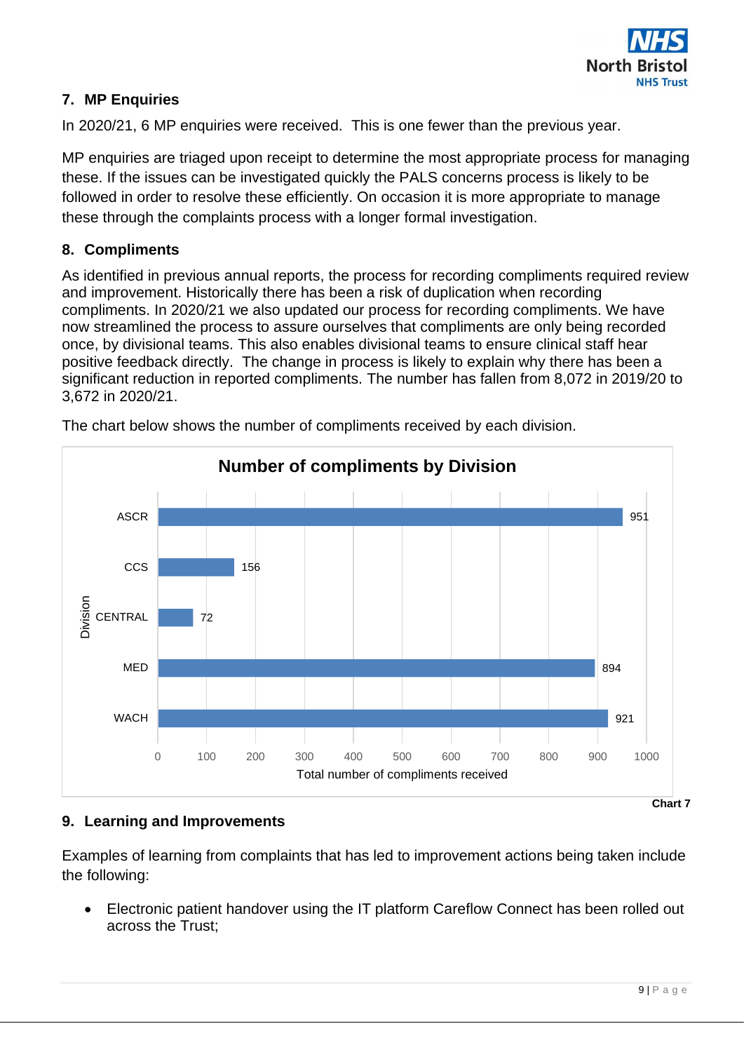## 7. MP Enquiries

In 2020/21, 6 MP enquiries were received. This is one fewer than the previous year.

MP enquiries are triaged upon receipt to determine the most appropriate process for managing these. If the issues can be investigated quickly the PALS concerns process is likely to be followed in order to resolve these efficiently. On occasion it is more appropriate to manage these through the complaints process with a longer formal investigation.

## 8. Compliments

As identified in previous annual reports, the process for recording compliments required review and improvement. Historically there has been a risk of duplication when recording compliments. In 2020/21 we also updated our process for recording compliments. We have now streamlined the process to assure ourselves that compliments are only being recorded once, by divisional teams. This also enables divisional teams to ensure clinical staff hear positive feedback directly. The change in process is likely to explain why there has been a significant reduction in reported compliments. The number has fallen from 8,072 in 2019/20 to 3,672 in 2020/21.

The chart below shows the number of compliments received by each division.

Number of compliments by Division

Division

ASCR 951
CCS 156
CENTRAL 72
MED 894
WACH 921

0 100 200 300 400 500 600 700 800 900 1000

Total number of compliments received

**Chart 7**

## 9. Learning and Improvements

Examples of learning from complaints that has led to improvement actions being taken include the following:

- Electronic patient handover using the IT platform Careflow Connect has been rolled out across the Trust;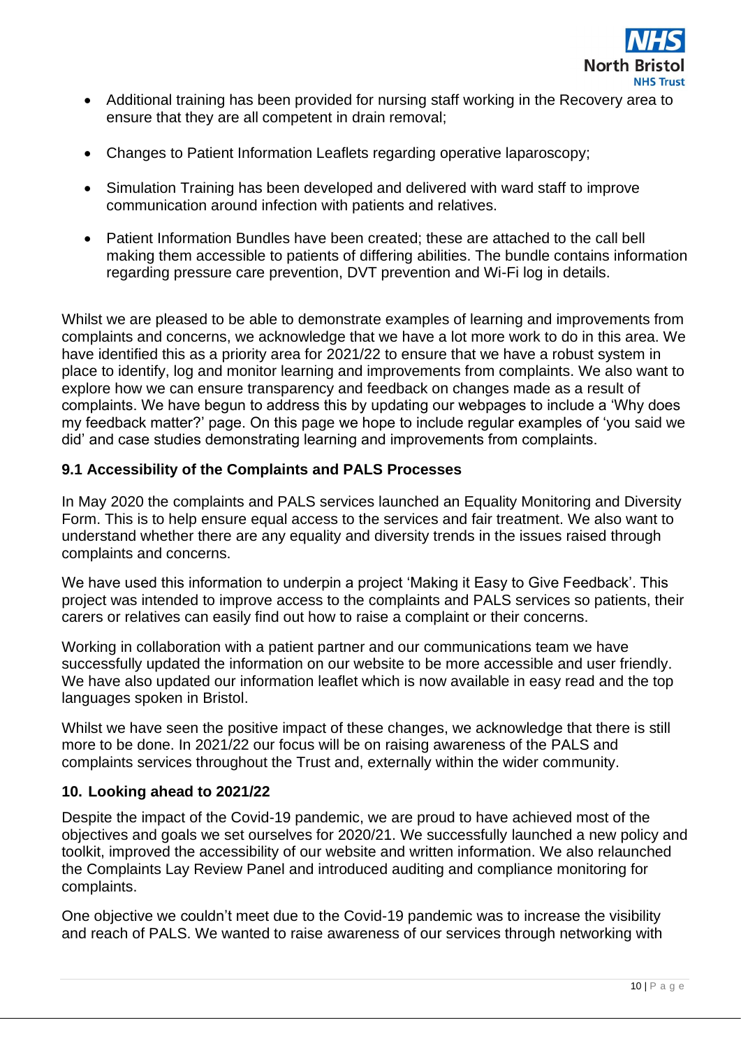- Additional training has been provided for nursing staff working in the Recovery area to ensure that they are all competent in drain removal;

- Changes to Patient Information Leaflets regarding operative laparoscopy;

- Simulation Training has been developed and delivered with ward staff to improve communication around infection with patients and relatives.

- Patient Information Bundles have been created; these are attached to the call bell making them accessible to patients of differing abilities. The bundle contains information regarding pressure care prevention, DVT prevention and Wi-Fi log in details.

Whilst we are pleased to be able to demonstrate examples of learning and improvements from complaints and concerns, we acknowledge that we have a lot more work to do in this area. We have identified this as a priority area for 2021/22 to ensure that we have a robust system in place to identify, log and monitor learning and improvements from complaints. We also want to explore how we can ensure transparency and feedback on changes made as a result of complaints. We have begun to address this by updating our webpages to include a 'Why does my feedback matter?' page. On this page we hope to include regular examples of 'you said we did' and case studies demonstrating learning and improvements from complaints.

### 9.1 Accessibility of the Complaints and PALS Processes

In May 2020 the complaints and PALS services launched an Equality Monitoring and Diversity Form. This is to help ensure equal access to the services and fair treatment. We also want to understand whether there are any equality and diversity trends in the issues raised through complaints and concerns.

We have used this information to underpin a project 'Making it Easy to Give Feedback'. This project was intended to improve access to the complaints and PALS services so patients, their carers or relatives can easily find out how to raise a complaint or their concerns.

Working in collaboration with a patient partner and our communications team we have successfully updated the information on our website to be more accessible and user friendly. We have also updated our information leaflet which is now available in easy read and the top languages spoken in Bristol.

Whilst we have seen the positive impact of these changes, we acknowledge that there is still more to be done. In 2021/22 our focus will be on raising awareness of the PALS and complaints services throughout the Trust and, externally within the wider community.

## 10. Looking ahead to 2021/22

Despite the impact of the Covid-19 pandemic, we are proud to have achieved most of the objectives and goals we set ourselves for 2020/21. We successfully launched a new policy and toolkit, improved the accessibility of our website and written information. We also relaunched the Complaints Lay Review Panel and introduced auditing and compliance monitoring for complaints.

One objective we couldn't meet due to the Covid-19 pandemic was to increase the visibility and reach of PALS. We wanted to raise awareness of our services through networking with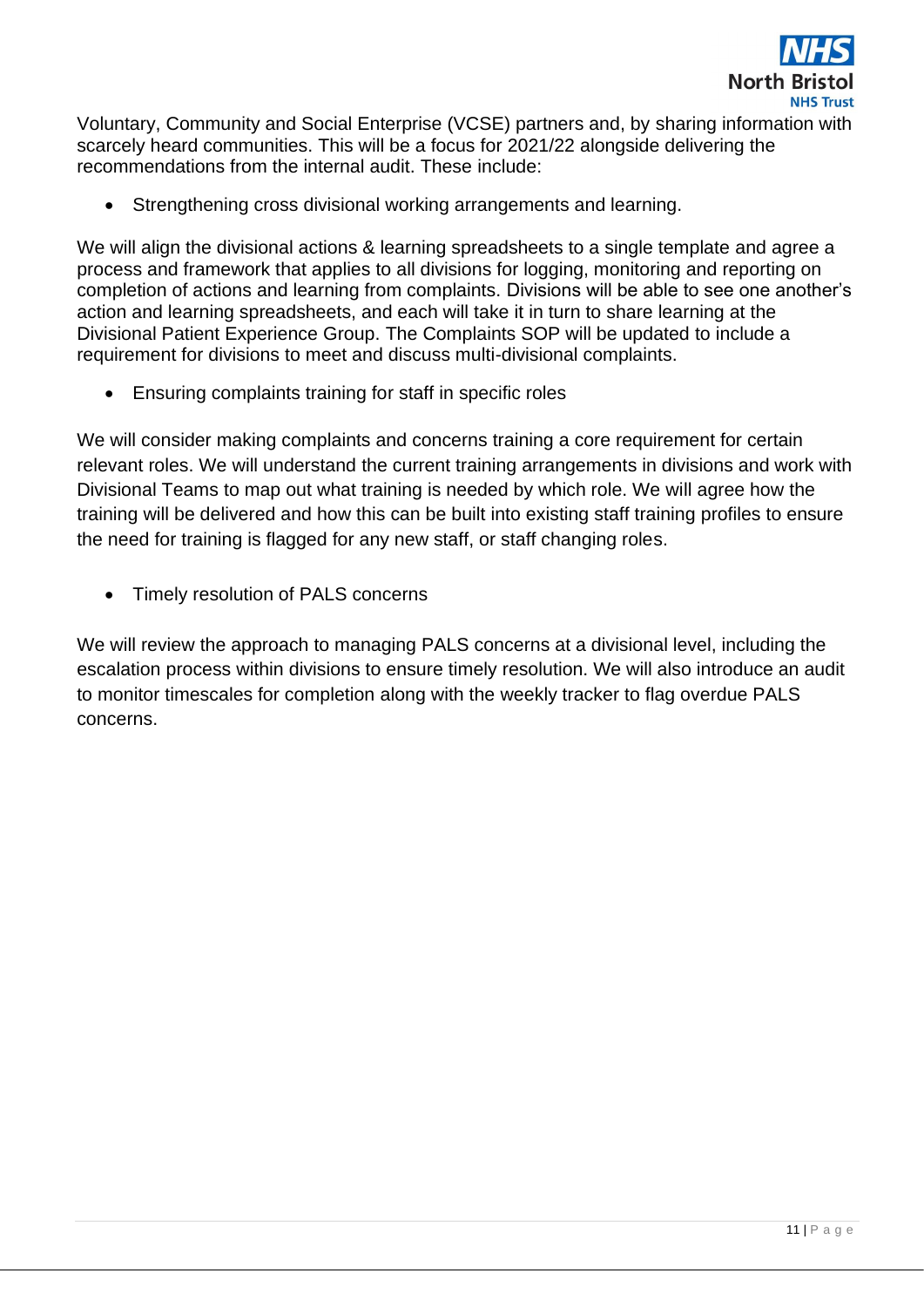Voluntary, Community and Social Enterprise (VCSE) partners and, by sharing information with scarcely heard communities. This will be a focus for 2021/22 alongside delivering the recommendations from the internal audit. These include:

- Strengthening cross divisional working arrangements and learning.

We will align the divisional actions & learning spreadsheets to a single template and agree a process and framework that applies to all divisions for logging, monitoring and reporting on completion of actions and learning from complaints. Divisions will be able to see one another's action and learning spreadsheets, and each will take it in turn to share learning at the Divisional Patient Experience Group. The Complaints SOP will be updated to include a requirement for divisions to meet and discuss multi-divisional complaints.

- Ensuring complaints training for staff in specific roles

We will consider making complaints and concerns training a core requirement for certain relevant roles. We will understand the current training arrangements in divisions and work with Divisional Teams to map out what training is needed by which role. We will agree how the training will be delivered and how this can be built into existing staff training profiles to ensure the need for training is flagged for any new staff, or staff changing roles.

- Timely resolution of PALS concerns

We will review the approach to managing PALS concerns at a divisional level, including the escalation process within divisions to ensure timely resolution. We will also introduce an audit to monitor timescales for completion along with the weekly tracker to flag overdue PALS concerns.